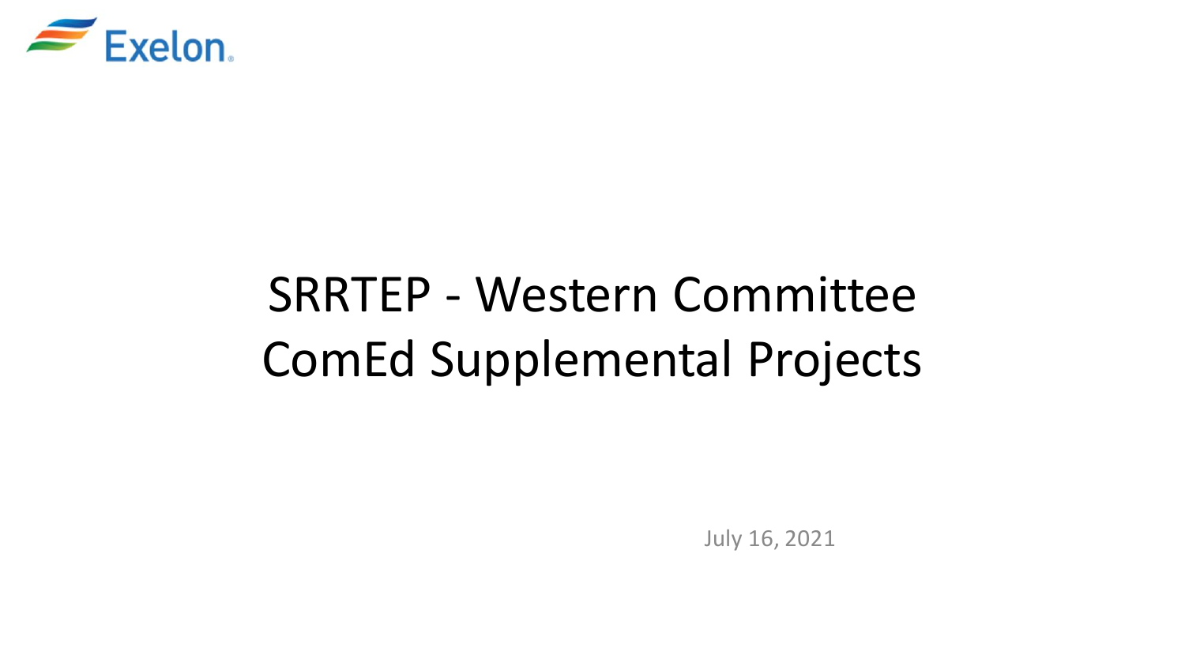Exelon

# SRRTEP - Western Committee
# ComEd Supplemental Projects

July 16, 2021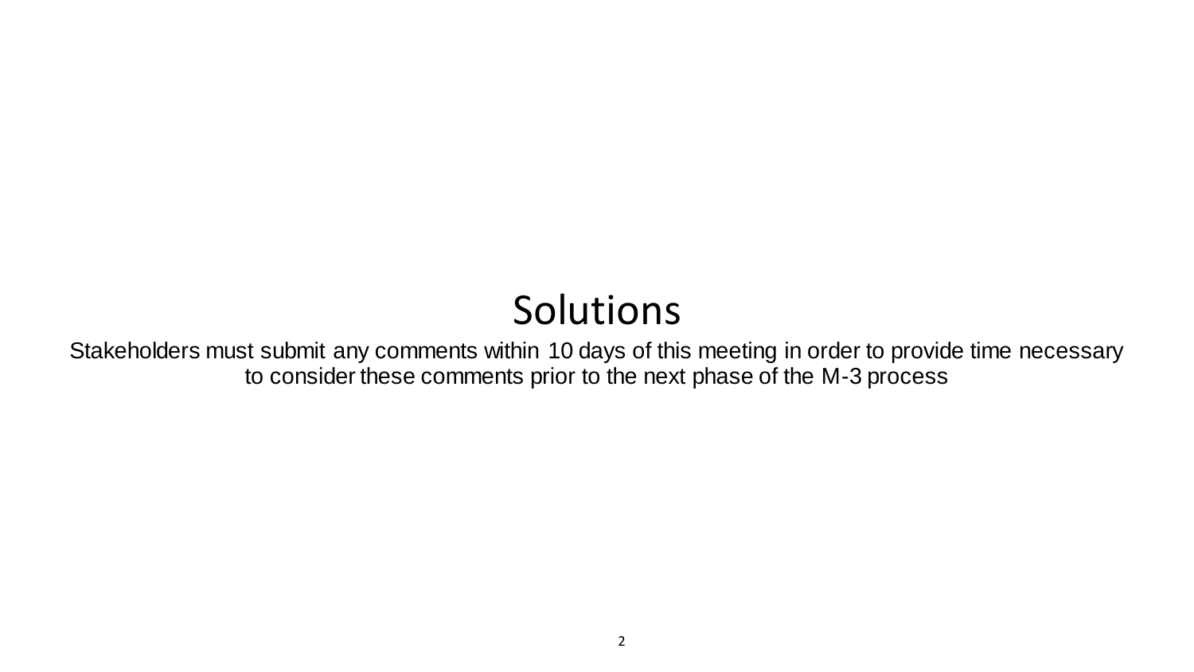# Solutions

Stakeholders must submit any comments within 10 days of this meeting in order to provide time necessary to consider these comments prior to the next phase of the M-3 process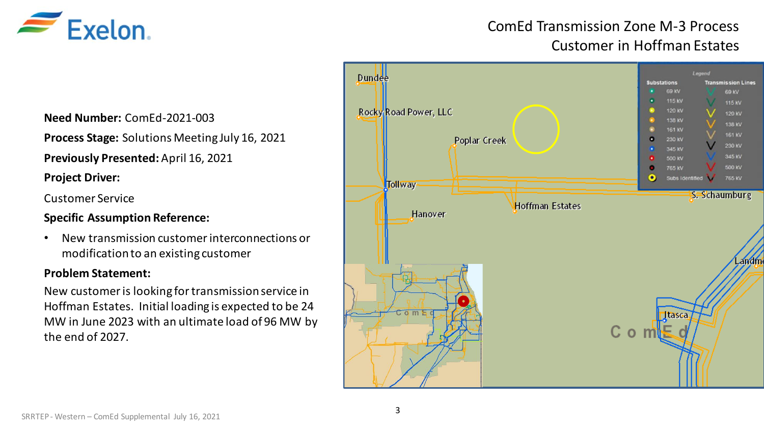# ComEd Transmission Zone M-3 Process
## Customer in Hoffman Estates

**Need Number:** ComEd-2021-003

**Process Stage:** Solutions Meeting July 16, 2021

**Previously Presented:** April 16, 2021

**Project Driver:**

Customer Service

**Specific Assumption Reference:**

- New transmission customer interconnections or modification to an existing customer

**Problem Statement:**

New customer is looking for transmission service in Hoffman Estates. Initial loading is expected to be 24 MW in June 2023 with an ultimate load of 96 MW by the end of 2027.

Dundee
Rocky Road Power, LLC
Poplar Creek
Tollway
Hanover
Hoffman Estates
S. Schaumburg
Landm
Itasca
ComEd

Legend
Substations: 69 KV, 115 KV, 120 KV, 138 KV, 161 KV, 230 KV, 345 KV, 500 KV, 765 KV, Subs Identified
Transmission Lines: 69 KV, 115 KV, 120 KV, 138 KV, 161 KV, 230 KV, 345 KV, 500 KV, 765 KV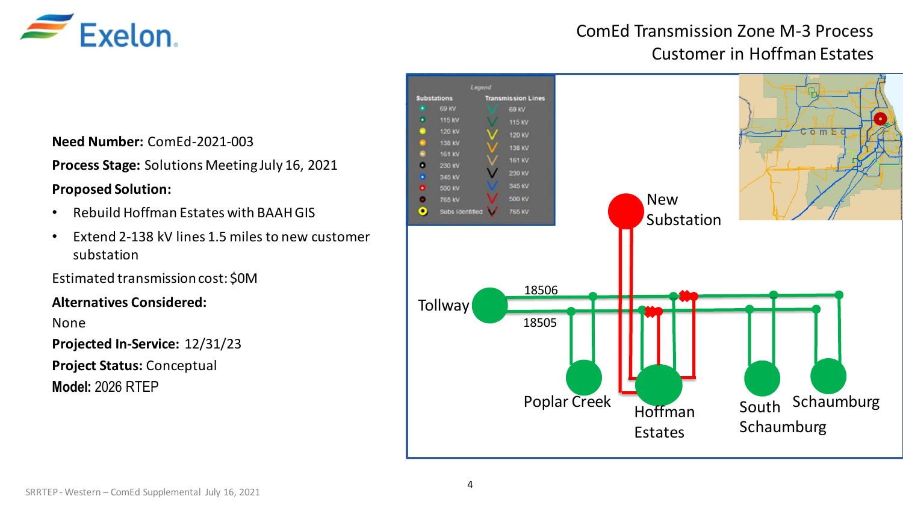# ComEd Transmission Zone M-3 Process
## Customer in Hoffman Estates

**Need Number:** ComEd-2021-003

**Process Stage:** Solutions Meeting July 16, 2021

**Proposed Solution:**

- Rebuild Hoffman Estates with BAAH GIS
- Extend 2-138 kV lines 1.5 miles to new customer substation

Estimated transmission cost: $0M

**Alternatives Considered:**

None

**Projected In-Service:** 12/31/23

**Project Status:** Conceptual

**Model:** 2026 RTEP

Legend

Substations: 69 kV, 115 kV, 120 kV, 138 kV, 161 kV, 230 kV, 345 kV, 500 kV, 765 kV, Subs Identified

Transmission Lines: 69 kV, 115 kV, 120 kV, 138 kV, 161 kV, 230 kV, 345 kV, 500 kV, 765 kV

New Substation

Tollway

18506

18505

Poplar Creek

Hoffman Estates

South Schaumburg

Schaumburg

ComEd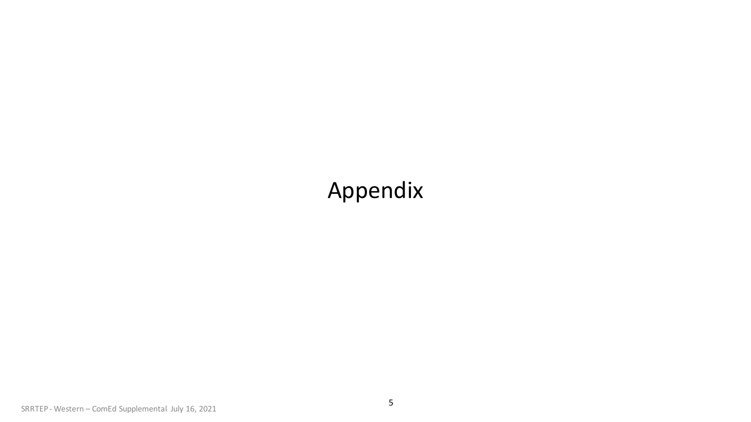# Appendix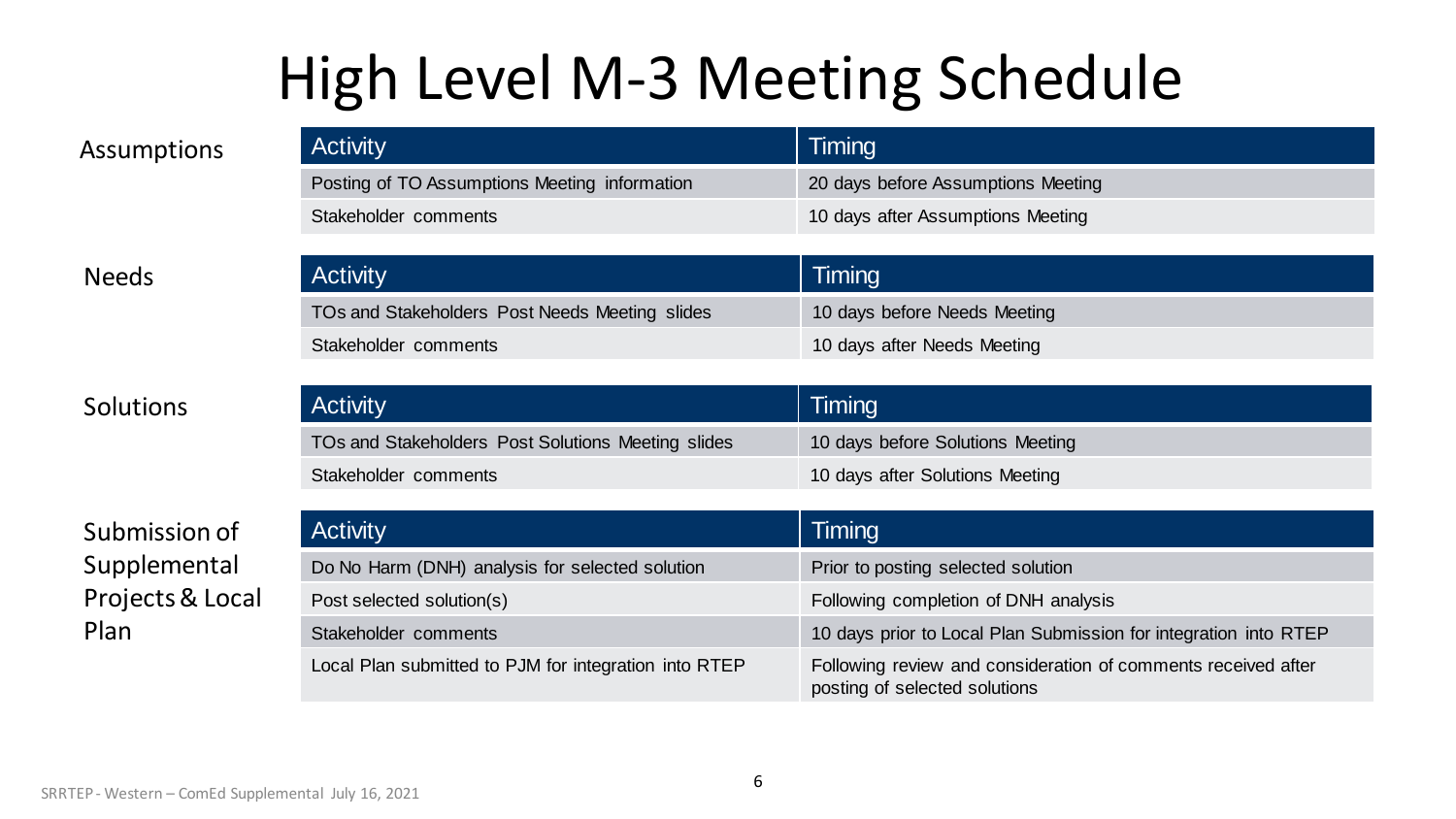# High Level M-3 Meeting Schedule

**Assumptions**

| Activity | Timing |
| --- | --- |
| Posting of TO Assumptions Meeting information | 20 days before Assumptions Meeting |
| Stakeholder comments | 10 days after Assumptions Meeting |

**Needs**

| Activity | Timing |
| --- | --- |
| TOs and Stakeholders Post Needs Meeting slides | 10 days before Needs Meeting |
| Stakeholder comments | 10 days after Needs Meeting |

**Solutions**

| Activity | Timing |
| --- | --- |
| TOs and Stakeholders Post Solutions Meeting slides | 10 days before Solutions Meeting |
| Stakeholder comments | 10 days after Solutions Meeting |

**Submission of Supplemental Projects & Local Plan**

| Activity | Timing |
| --- | --- |
| Do No Harm (DNH) analysis for selected solution | Prior to posting selected solution |
| Post selected solution(s) | Following completion of DNH analysis |
| Stakeholder comments | 10 days prior to Local Plan Submission for integration into RTEP |
| Local Plan submitted to PJM for integration into RTEP | Following review and consideration of comments received after posting of selected solutions |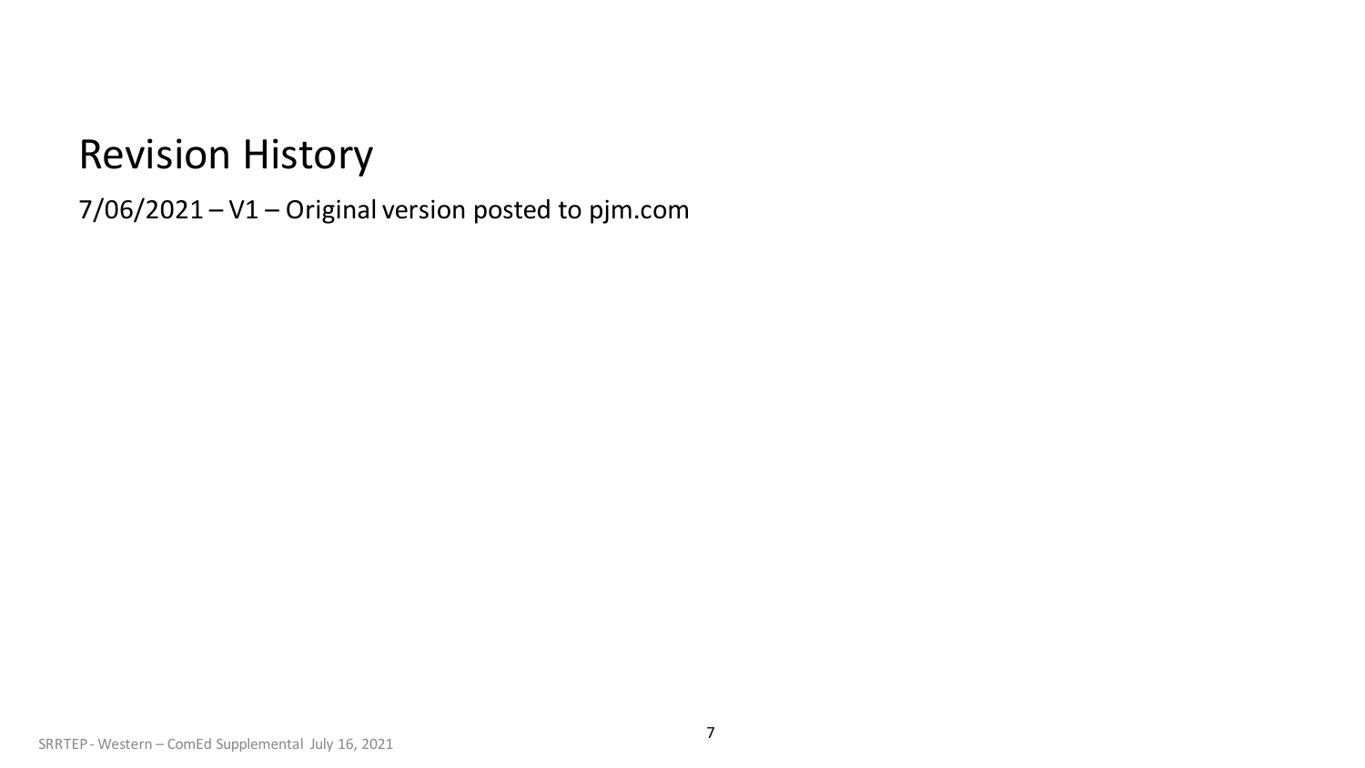# Revision History

7/06/2021 – V1 – Original version posted to pjm.com